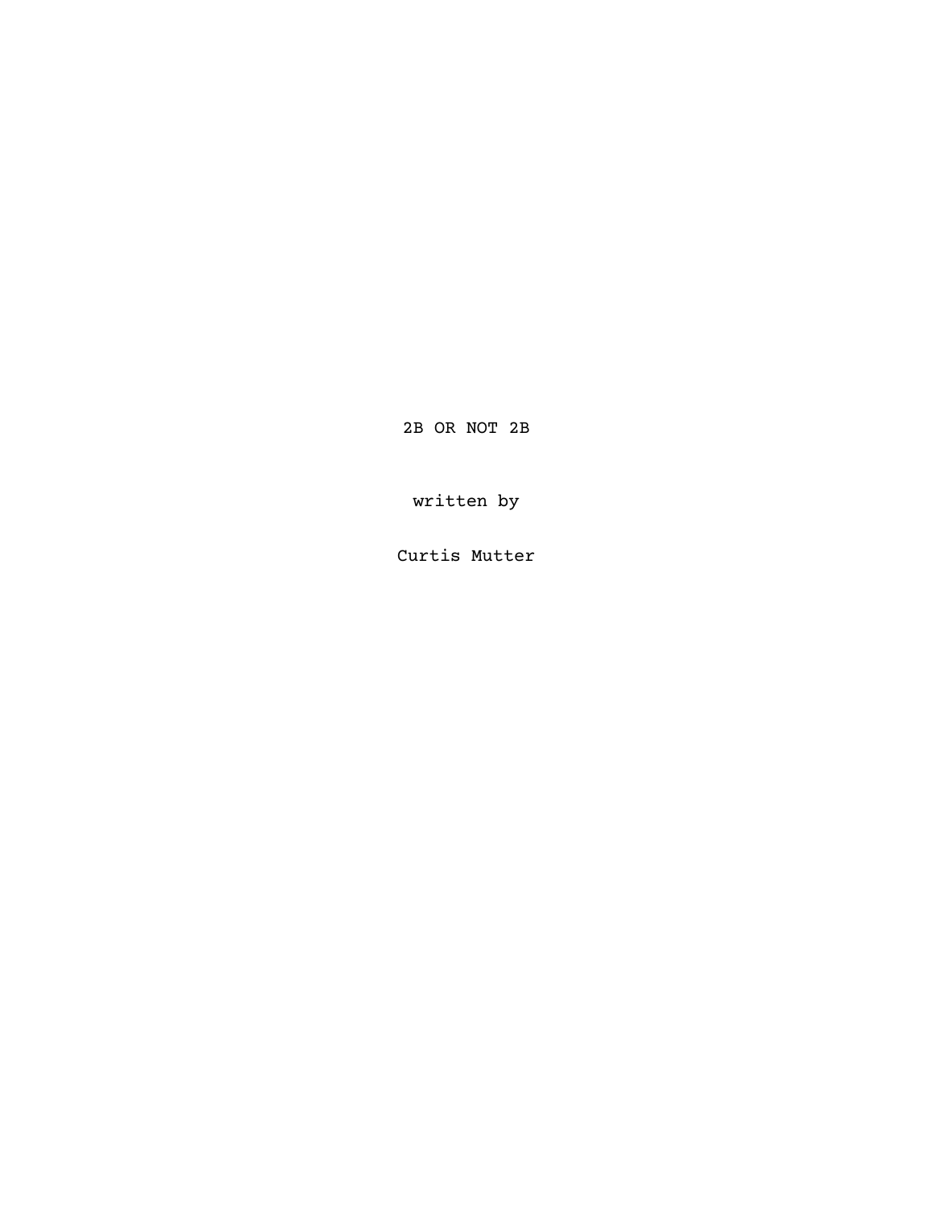# 2B OR NOT 2B

written by

Curtis Mutter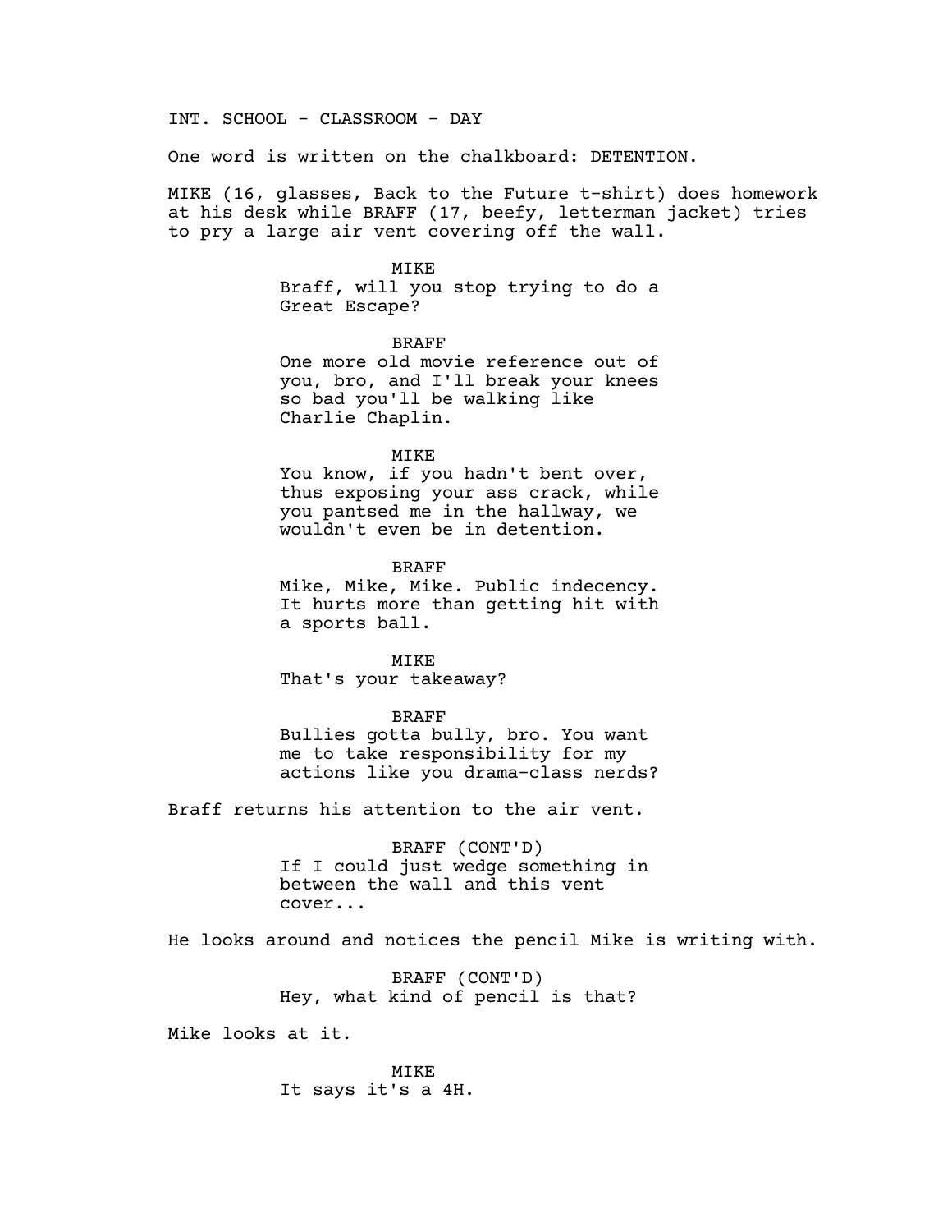INT. SCHOOL - CLASSROOM - DAY

One word is written on the chalkboard: DETENTION.

MIKE (16, glasses, Back to the Future t-shirt) does homework at his desk while BRAFF (17, beefy, letterman jacket) tries to pry a large air vent covering off the wall.

MIKE
Braff, will you stop trying to do a Great Escape?

BRAFF
One more old movie reference out of you, bro, and I'll break your knees so bad you'll be walking like Charlie Chaplin.

MIKE
You know, if you hadn't bent over, thus exposing your ass crack, while you pantsed me in the hallway, we wouldn't even be in detention.

BRAFF
Mike, Mike, Mike. Public indecency. It hurts more than getting hit with a sports ball.

MIKE
That's your takeaway?

BRAFF
Bullies gotta bully, bro. You want me to take responsibility for my actions like you drama-class nerds?

Braff returns his attention to the air vent.

BRAFF (CONT'D)
If I could just wedge something in between the wall and this vent cover...

He looks around and notices the pencil Mike is writing with.

BRAFF (CONT'D)
Hey, what kind of pencil is that?

Mike looks at it.

MIKE
It says it's a 4H.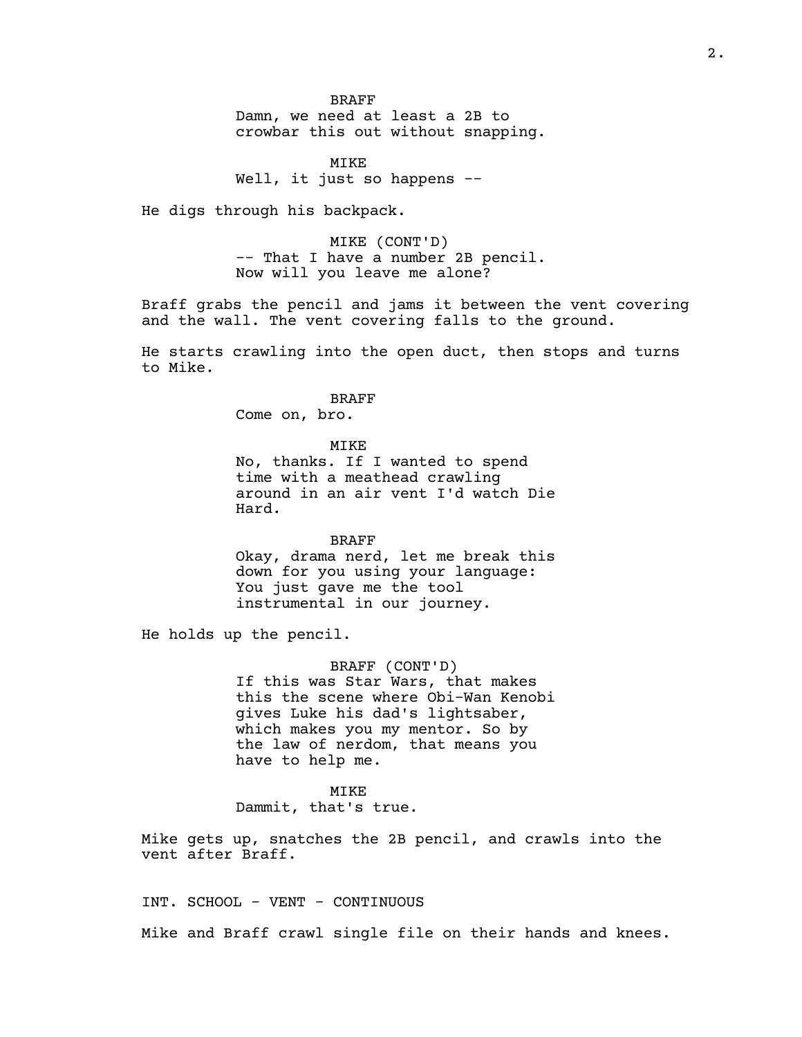BRAFF
Damn, we need at least a 2B to crowbar this out without snapping.

MIKE
Well, it just so happens --

He digs through his backpack.

MIKE (CONT'D)
-- That I have a number 2B pencil. Now will you leave me alone?

Braff grabs the pencil and jams it between the vent covering and the wall. The vent covering falls to the ground.

He starts crawling into the open duct, then stops and turns to Mike.

BRAFF
Come on, bro.

MIKE
No, thanks. If I wanted to spend time with a meathead crawling around in an air vent I'd watch Die Hard.

BRAFF
Okay, drama nerd, let me break this down for you using your language: You just gave me the tool instrumental in our journey.

He holds up the pencil.

BRAFF (CONT'D)
If this was Star Wars, that makes this the scene where Obi-Wan Kenobi gives Luke his dad's lightsaber, which makes you my mentor. So by the law of nerdom, that means you have to help me.

MIKE
Dammit, that's true.

Mike gets up, snatches the 2B pencil, and crawls into the vent after Braff.

INT. SCHOOL - VENT - CONTINUOUS

Mike and Braff crawl single file on their hands and knees.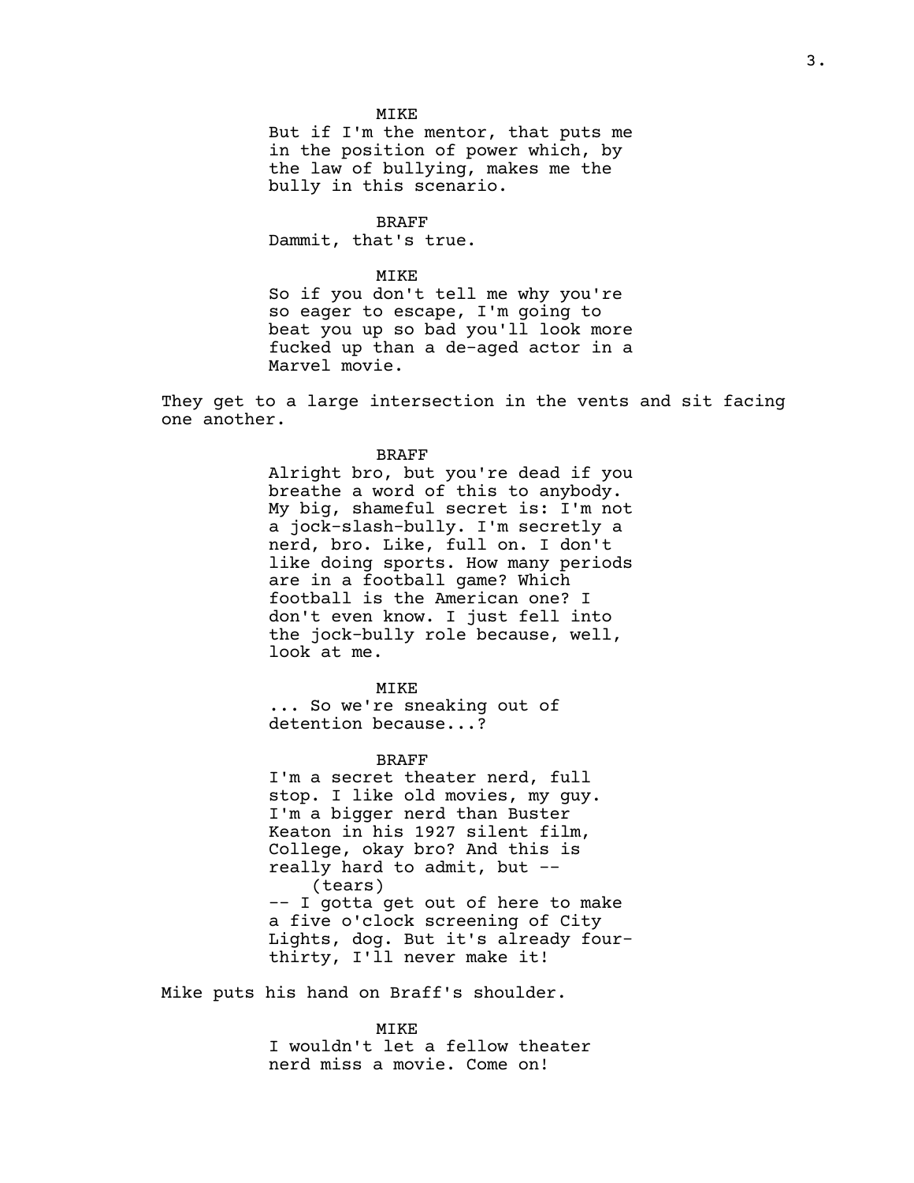MIKE
But if I'm the mentor, that puts me in the position of power which, by the law of bullying, makes me the bully in this scenario.

BRAFF
Dammit, that's true.

MIKE
So if you don't tell me why you're so eager to escape, I'm going to beat you up so bad you'll look more fucked up than a de-aged actor in a Marvel movie.

They get to a large intersection in the vents and sit facing one another.

BRAFF
Alright bro, but you're dead if you breathe a word of this to anybody. My big, shameful secret is: I'm not a jock-slash-bully. I'm secretly a nerd, bro. Like, full on. I don't like doing sports. How many periods are in a football game? Which football is the American one? I don't even know. I just fell into the jock-bully role because, well, look at me.

MIKE
... So we're sneaking out of detention because...?

BRAFF
I'm a secret theater nerd, full stop. I like old movies, my guy. I'm a bigger nerd than Buster Keaton in his 1927 silent film, College, okay bro? And this is really hard to admit, but --
(tears)
-- I gotta get out of here to make a five o'clock screening of City Lights, dog. But it's already four-thirty, I'll never make it!

Mike puts his hand on Braff's shoulder.

MIKE
I wouldn't let a fellow theater nerd miss a movie. Come on!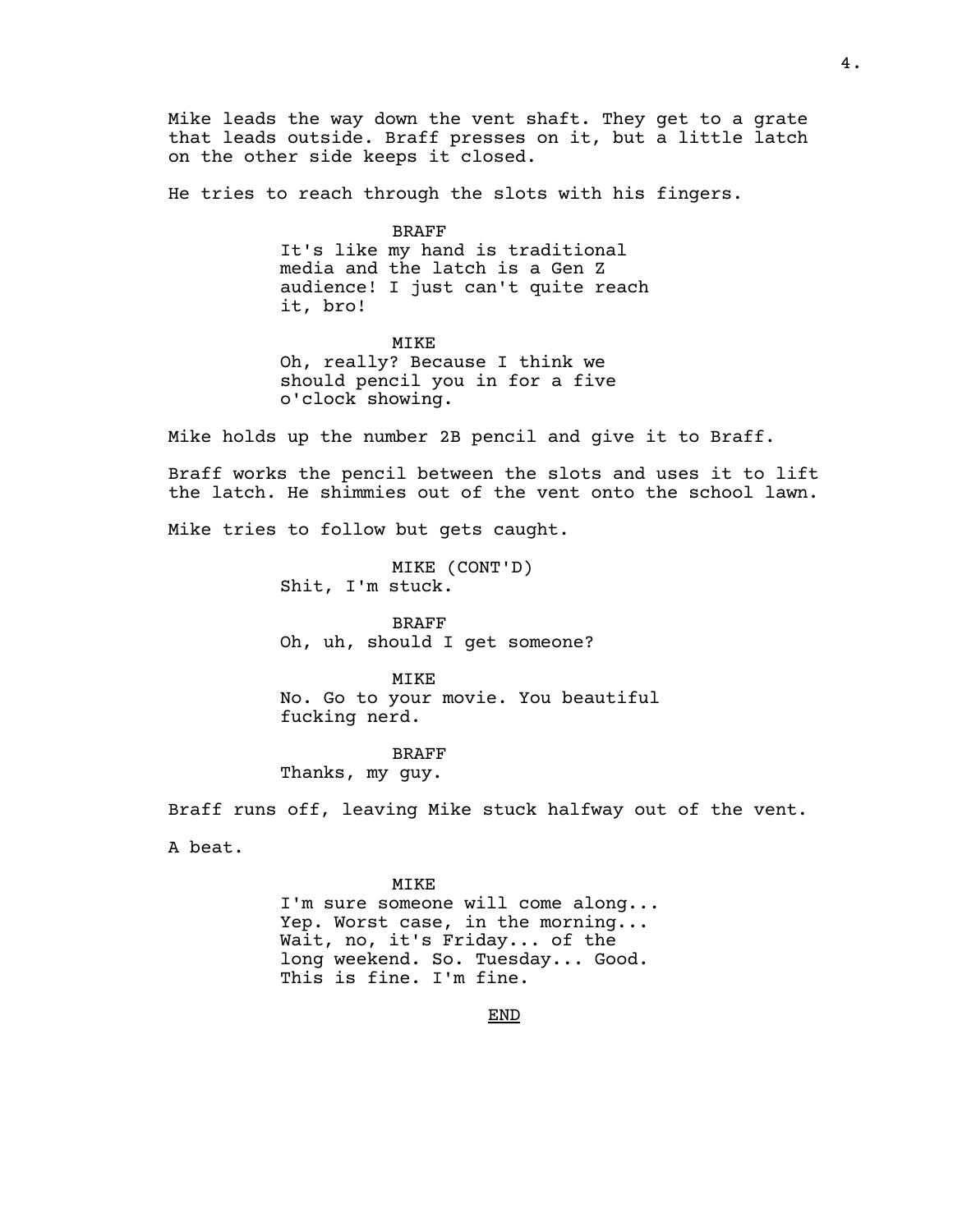Mike leads the way down the vent shaft. They get to a grate that leads outside. Braff presses on it, but a little latch on the other side keeps it closed.

He tries to reach through the slots with his fingers.

BRAFF
It's like my hand is traditional media and the latch is a Gen Z audience! I just can't quite reach it, bro!

MIKE
Oh, really? Because I think we should pencil you in for a five o'clock showing.

Mike holds up the number 2B pencil and give it to Braff.

Braff works the pencil between the slots and uses it to lift the latch. He shimmies out of the vent onto the school lawn.

Mike tries to follow but gets caught.

MIKE (CONT'D)
Shit, I'm stuck.

BRAFF
Oh, uh, should I get someone?

MIKE
No. Go to your movie. You beautiful fucking nerd.

BRAFF
Thanks, my guy.

Braff runs off, leaving Mike stuck halfway out of the vent.

A beat.

MIKE
I'm sure someone will come along... Yep. Worst case, in the morning... Wait, no, it's Friday... of the long weekend. So. Tuesday... Good. This is fine. I'm fine.

END